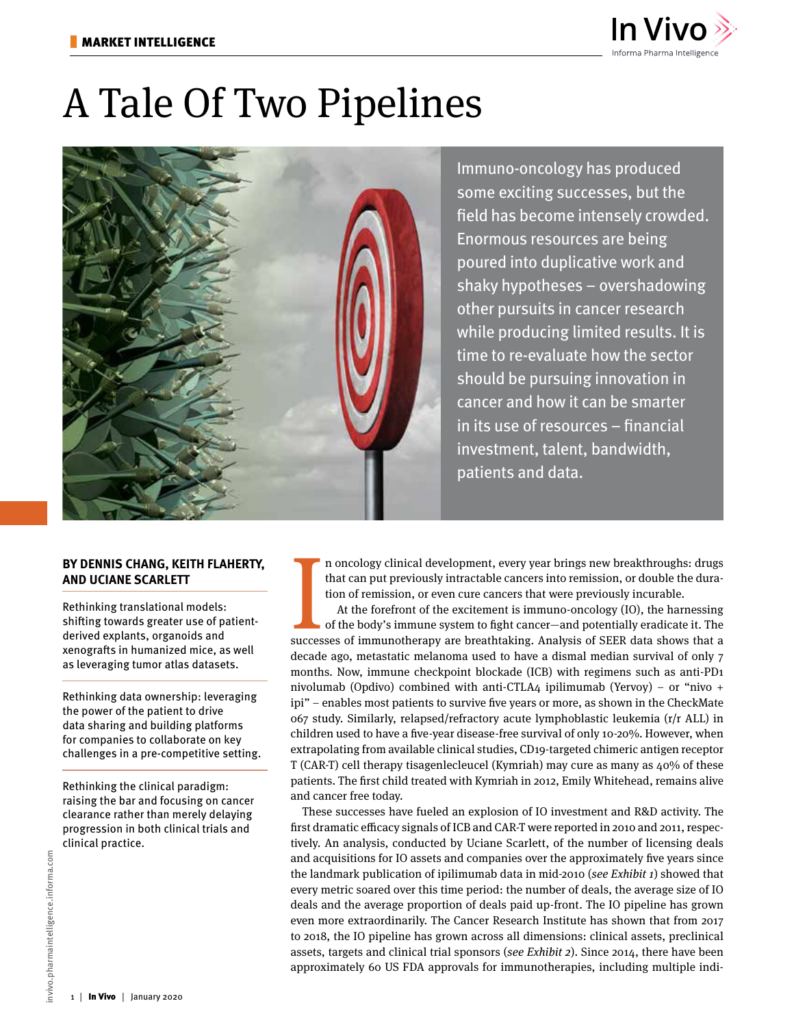MARKET INTELLIGENCE

# A Tale Of Two Pipelines

Immuno-oncology has produced some exciting successes, but the field has become intensely crowded. Enormous resources are being poured into duplicative work and shaky hypotheses – overshadowing other pursuits in cancer research while producing limited results. It is time to re-evaluate how the sector should be pursuing innovation in cancer and how it can be smarter in its use of resources – financial investment, talent, bandwidth, patients and data.

**BY DENNIS CHANG, KEITH FLAHERTY, AND UCIANE SCARLETT**

Rethinking translational models: shifting towards greater use of patient-derived explants, organoids and xenografts in humanized mice, as well as leveraging tumor atlas datasets.

Rethinking data ownership: leveraging the power of the patient to drive data sharing and building platforms for companies to collaborate on key challenges in a pre-competitive setting.

Rethinking the clinical paradigm: raising the bar and focusing on cancer clearance rather than merely delaying progression in both clinical trials and clinical practice.

In oncology clinical development, every year brings new breakthroughs: drugs that can put previously intractable cancers into remission, or double the duration of remission, or even cure cancers that were previously incurable.

At the forefront of the excitement is immuno-oncology (IO), the harnessing of the body's immune system to fight cancer—and potentially eradicate it. The successes of immunotherapy are breathtaking. Analysis of SEER data shows that a decade ago, metastatic melanoma used to have a dismal median survival of only 7 months. Now, immune checkpoint blockade (ICB) with regimens such as anti-PD1 nivolumab (Opdivo) combined with anti-CTLA4 ipilimumab (Yervoy) – or "nivo + ipi" – enables most patients to survive five years or more, as shown in the CheckMate 067 study. Similarly, relapsed/refractory acute lymphoblastic leukemia (r/r ALL) in children used to have a five-year disease-free survival of only 10-20%. However, when extrapolating from available clinical studies, CD19-targeted chimeric antigen receptor T (CAR-T) cell therapy tisagenlecleucel (Kymriah) may cure as many as 40% of these patients. The first child treated with Kymriah in 2012, Emily Whitehead, remains alive and cancer free today.

These successes have fueled an explosion of IO investment and R&D activity. The first dramatic efficacy signals of ICB and CAR-T were reported in 2010 and 2011, respectively. An analysis, conducted by Uciane Scarlett, of the number of licensing deals and acquisitions for IO assets and companies over the approximately five years since the landmark publication of ipilimumab data in mid-2010 (*see Exhibit 1*) showed that every metric soared over this time period: the number of deals, the average size of IO deals and the average proportion of deals paid up-front. The IO pipeline has grown even more extraordinarily. The Cancer Research Institute has shown that from 2017 to 2018, the IO pipeline has grown across all dimensions: clinical assets, preclinical assets, targets and clinical trial sponsors (*see Exhibit 2*). Since 2014, there have been approximately 60 US FDA approvals for immunotherapies, including multiple indi-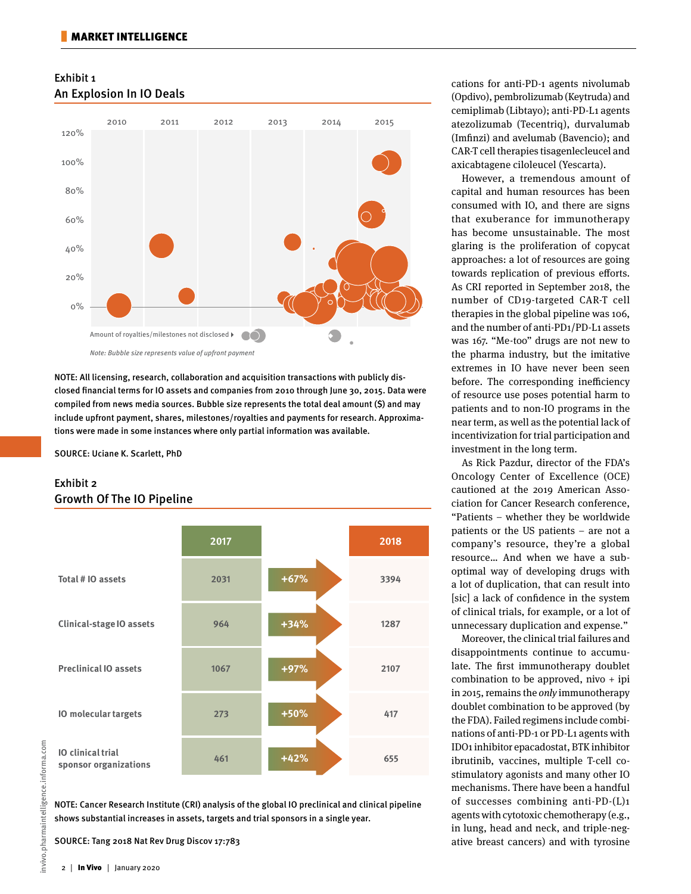## Exhibit 1
## An Explosion In IO Deals

Amount of royalties/milestones not disclosed

*Note: Bubble size represents value of upfront payment*

NOTE: All licensing, research, collaboration and acquisition transactions with publicly disclosed financial terms for IO assets and companies from 2010 through June 30, 2015. Data were compiled from news media sources. Bubble size represents the total deal amount ($) and may include upfront payment, shares, milestones/royalties and payments for research. Approximations were made in some instances where only partial information was available.

SOURCE: Uciane K. Scarlett, PhD

## Exhibit 2
## Growth Of The IO Pipeline

| | 2017 | | 2018 |
|---|---|---|---|
| Total # IO assets | 2031 | +67% | 3394 |
| Clinical-stage IO assets | 964 | +34% | 1287 |
| Preclinical IO assets | 1067 | +97% | 2107 |
| IO molecular targets | 273 | +50% | 417 |
| IO clinical trial sponsor organizations | 461 | +42% | 655 |

NOTE: Cancer Research Institute (CRI) analysis of the global IO preclinical and clinical pipeline shows substantial increases in assets, targets and trial sponsors in a single year.

SOURCE: Tang 2018 Nat Rev Drug Discov 17:783

cations for anti-PD-1 agents nivolumab (Opdivo), pembrolizumab (Keytruda) and cemiplimab (Libtayo); anti-PD-L1 agents atezolizumab (Tecentriq), durvalumab (Imfinzi) and avelumab (Bavencio); and CAR-T cell therapies tisagenlecleucel and axicabtagene ciloleucel (Yescarta).

However, a tremendous amount of capital and human resources has been consumed with IO, and there are signs that exuberance for immunotherapy has become unsustainable. The most glaring is the proliferation of copycat approaches: a lot of resources are going towards replication of previous efforts. As CRI reported in September 2018, the number of CD19-targeted CAR-T cell therapies in the global pipeline was 106, and the number of anti-PD1/PD-L1 assets was 167. "Me-too" drugs are not new to the pharma industry, but the imitative extremes in IO have never been seen before. The corresponding inefficiency of resource use poses potential harm to patients and to non-IO programs in the near term, as well as the potential lack of incentivization for trial participation and investment in the long term.

As Rick Pazdur, director of the FDA's Oncology Center of Excellence (OCE) cautioned at the 2019 American Association for Cancer Research conference, "Patients – whether they be worldwide patients or the US patients – are not a company's resource, they're a global resource… And when we have a suboptimal way of developing drugs with a lot of duplication, that can result into [sic] a lack of confidence in the system of clinical trials, for example, or a lot of unnecessary duplication and expense."

Moreover, the clinical trial failures and disappointments continue to accumulate. The first immunotherapy doublet combination to be approved, nivo + ipi in 2015, remains the *only* immunotherapy doublet combination to be approved (by the FDA). Failed regimens include combinations of anti-PD-1 or PD-L1 agents with IDO1 inhibitor epacadostat, BTK inhibitor ibrutinib, vaccines, multiple T-cell co-stimulatory agonists and many other IO mechanisms. There have been a handful of successes combining anti-PD-(L)1 agents with cytotoxic chemotherapy (e.g., in lung, head and neck, and triple-negative breast cancers) and with tyrosine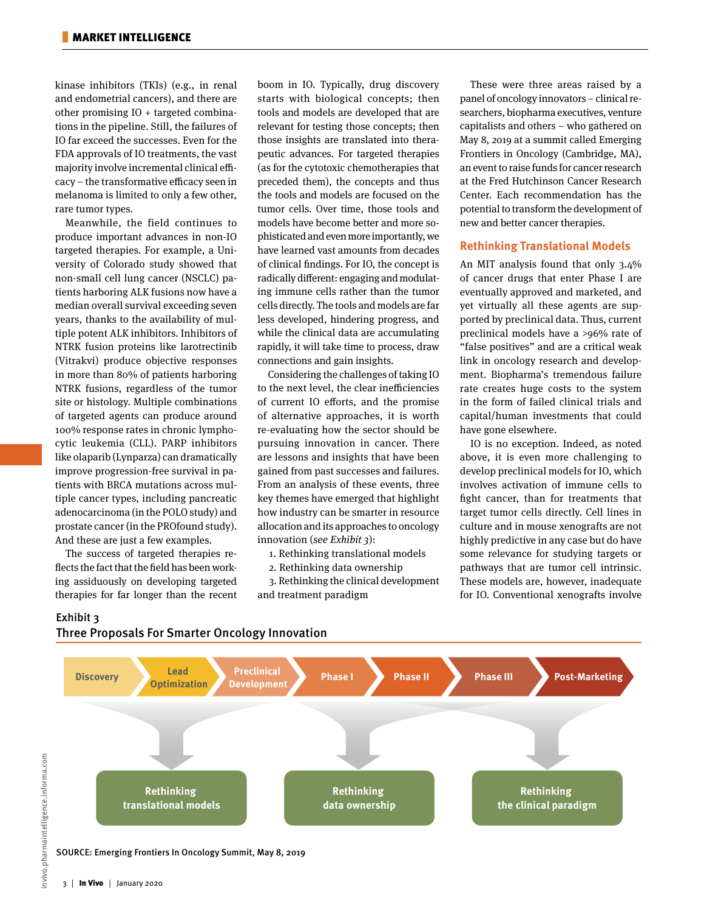kinase inhibitors (TKIs) (e.g., in renal and endometrial cancers), and there are other promising IO + targeted combinations in the pipeline. Still, the failures of IO far exceed the successes. Even for the FDA approvals of IO treatments, the vast majority involve incremental clinical efficacy – the transformative efficacy seen in melanoma is limited to only a few other, rare tumor types.

Meanwhile, the field continues to produce important advances in non-IO targeted therapies. For example, a University of Colorado study showed that non-small cell lung cancer (NSCLC) patients harboring ALK fusions now have a median overall survival exceeding seven years, thanks to the availability of multiple potent ALK inhibitors. Inhibitors of NTRK fusion proteins like larotrectinib (Vitrakvi) produce objective responses in more than 80% of patients harboring NTRK fusions, regardless of the tumor site or histology. Multiple combinations of targeted agents can produce around 100% response rates in chronic lymphocytic leukemia (CLL). PARP inhibitors like olaparib (Lynparza) can dramatically improve progression-free survival in patients with BRCA mutations across multiple cancer types, including pancreatic adenocarcinoma (in the POLO study) and prostate cancer (in the PROfound study). And these are just a few examples.

The success of targeted therapies reflects the fact that the field has been working assiduously on developing targeted therapies for far longer than the recent boom in IO. Typically, drug discovery starts with biological concepts; then tools and models are developed that are relevant for testing those concepts; then those insights are translated into therapeutic advances. For targeted therapies (as for the cytotoxic chemotherapies that preceded them), the concepts and thus the tools and models are focused on the tumor cells. Over time, those tools and models have become better and more sophisticated and even more importantly, we have learned vast amounts from decades of clinical findings. For IO, the concept is radically different: engaging and modulating immune cells rather than the tumor cells directly. The tools and models are far less developed, hindering progress, and while the clinical data are accumulating rapidly, it will take time to process, draw connections and gain insights.

Considering the challenges of taking IO to the next level, the clear inefficiencies of current IO efforts, and the promise of alternative approaches, it is worth re-evaluating how the sector should be pursuing innovation in cancer. There are lessons and insights that have been gained from past successes and failures. From an analysis of these events, three key themes have emerged that highlight how industry can be smarter in resource allocation and its approaches to oncology innovation (*see Exhibit 3*):

1. Rethinking translational models
2. Rethinking data ownership
3. Rethinking the clinical development and treatment paradigm

These were three areas raised by a panel of oncology innovators – clinical researchers, biopharma executives, venture capitalists and others – who gathered on May 8, 2019 at a summit called Emerging Frontiers in Oncology (Cambridge, MA), an event to raise funds for cancer research at the Fred Hutchinson Cancer Research Center. Each recommendation has the potential to transform the development of new and better cancer therapies.

## Rethinking Translational Models

An MIT analysis found that only 3.4% of cancer drugs that enter Phase I are eventually approved and marketed, and yet virtually all these agents are supported by preclinical data. Thus, current preclinical models have a >96% rate of "false positives" and are a critical weak link in oncology research and development. Biopharma's tremendous failure rate creates huge costs to the system in the form of failed clinical trials and capital/human investments that could have gone elsewhere.

IO is no exception. Indeed, as noted above, it is even more challenging to develop preclinical models for IO, which involves activation of immune cells to fight cancer, than for treatments that target tumor cells directly. Cell lines in culture and in mouse xenografts are not highly predictive in any case but do have some relevance for studying targets or pathways that are tumor cell intrinsic. These models are, however, inadequate for IO. Conventional xenografts involve

**Exhibit 3**
**Three Proposals For Smarter Oncology Innovation**

Discovery → Lead Optimization → Preclinical Development → Phase I → Phase II → Phase III → Post-Marketing

- Rethinking translational models
- Rethinking data ownership
- Rethinking the clinical paradigm

SOURCE: Emerging Frontiers In Oncology Summit, May 8, 2019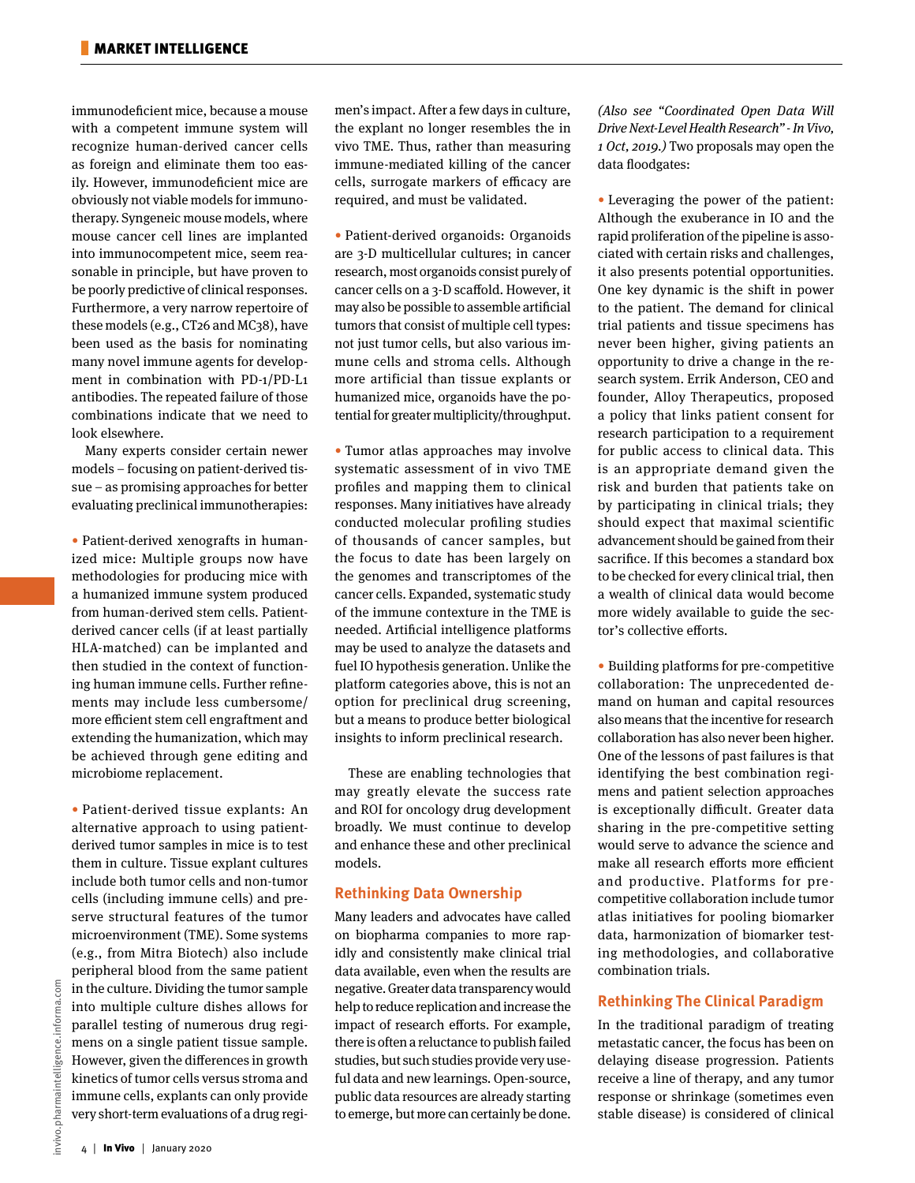immunodeficient mice, because a mouse with a competent immune system will recognize human-derived cancer cells as foreign and eliminate them too easily. However, immunodeficient mice are obviously not viable models for immunotherapy. Syngeneic mouse models, where mouse cancer cell lines are implanted into immunocompetent mice, seem reasonable in principle, but have proven to be poorly predictive of clinical responses. Furthermore, a very narrow repertoire of these models (e.g., CT26 and MC38), have been used as the basis for nominating many novel immune agents for development in combination with PD-1/PD-L1 antibodies. The repeated failure of those combinations indicate that we need to look elsewhere.

Many experts consider certain newer models – focusing on patient-derived tissue – as promising approaches for better evaluating preclinical immunotherapies:

- Patient-derived xenografts in humanized mice: Multiple groups now have methodologies for producing mice with a humanized immune system produced from human-derived stem cells. Patient-derived cancer cells (if at least partially HLA-matched) can be implanted and then studied in the context of functioning human immune cells. Further refinements may include less cumbersome/more efficient stem cell engraftment and extending the humanization, which may be achieved through gene editing and microbiome replacement.

- Patient-derived tissue explants: An alternative approach to using patient-derived tumor samples in mice is to test them in culture. Tissue explant cultures include both tumor cells and non-tumor cells (including immune cells) and preserve structural features of the tumor microenvironment (TME). Some systems (e.g., from Mitra Biotech) also include peripheral blood from the same patient in the culture. Dividing the tumor sample into multiple culture dishes allows for parallel testing of numerous drug regimens on a single patient tissue sample. However, given the differences in growth kinetics of tumor cells versus stroma and immune cells, explants can only provide very short-term evaluations of a drug regimen's impact. After a few days in culture, the explant no longer resembles the in vivo TME. Thus, rather than measuring immune-mediated killing of the cancer cells, surrogate markers of efficacy are required, and must be validated.

- Patient-derived organoids: Organoids are 3-D multicellular cultures; in cancer research, most organoids consist purely of cancer cells on a 3-D scaffold. However, it may also be possible to assemble artificial tumors that consist of multiple cell types: not just tumor cells, but also various immune cells and stroma cells. Although more artificial than tissue explants or humanized mice, organoids have the potential for greater multiplicity/throughput.

- Tumor atlas approaches may involve systematic assessment of in vivo TME profiles and mapping them to clinical responses. Many initiatives have already conducted molecular profiling studies of thousands of cancer samples, but the focus to date has been largely on the genomes and transcriptomes of the cancer cells. Expanded, systematic study of the immune contexture in the TME is needed. Artificial intelligence platforms may be used to analyze the datasets and fuel IO hypothesis generation. Unlike the platform categories above, this is not an option for preclinical drug screening, but a means to produce better biological insights to inform preclinical research.

These are enabling technologies that may greatly elevate the success rate and ROI for oncology drug development broadly. We must continue to develop and enhance these and other preclinical models.

## Rethinking Data Ownership

Many leaders and advocates have called on biopharma companies to more rapidly and consistently make clinical trial data available, even when the results are negative. Greater data transparency would help to reduce replication and increase the impact of research efforts. For example, there is often a reluctance to publish failed studies, but such studies provide very useful data and new learnings. Open-source, public data resources are already starting to emerge, but more can certainly be done. *(Also see "Coordinated Open Data Will Drive Next-Level Health Research" - In Vivo, 1 Oct, 2019.)* Two proposals may open the data floodgates:

- Leveraging the power of the patient: Although the exuberance in IO and the rapid proliferation of the pipeline is associated with certain risks and challenges, it also presents potential opportunities. One key dynamic is the shift in power to the patient. The demand for clinical trial patients and tissue specimens has never been higher, giving patients an opportunity to drive a change in the research system. Errik Anderson, CEO and founder, Alloy Therapeutics, proposed a policy that links patient consent for research participation to a requirement for public access to clinical data. This is an appropriate demand given the risk and burden that patients take on by participating in clinical trials; they should expect that maximal scientific advancement should be gained from their sacrifice. If this becomes a standard box to be checked for every clinical trial, then a wealth of clinical data would become more widely available to guide the sector's collective efforts.

- Building platforms for pre-competitive collaboration: The unprecedented demand on human and capital resources also means that the incentive for research collaboration has also never been higher. One of the lessons of past failures is that identifying the best combination regimens and patient selection approaches is exceptionally difficult. Greater data sharing in the pre-competitive setting would serve to advance the science and make all research efforts more efficient and productive. Platforms for pre-competitive collaboration include tumor atlas initiatives for pooling biomarker data, harmonization of biomarker testing methodologies, and collaborative combination trials.

## Rethinking The Clinical Paradigm

In the traditional paradigm of treating metastatic cancer, the focus has been on delaying disease progression. Patients receive a line of therapy, and any tumor response or shrinkage (sometimes even stable disease) is considered of clinical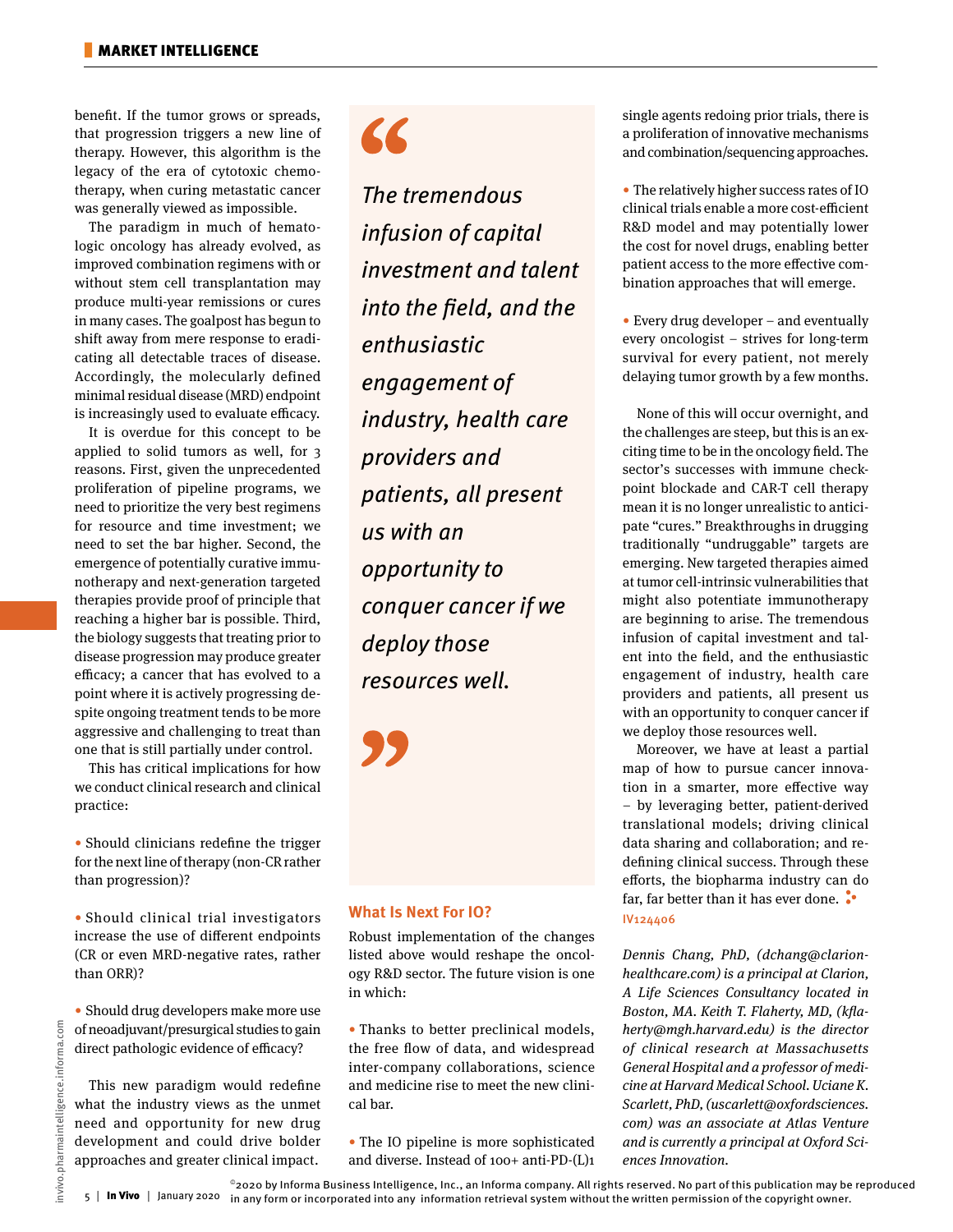benefit. If the tumor grows or spreads, that progression triggers a new line of therapy. However, this algorithm is the legacy of the era of cytotoxic chemotherapy, when curing metastatic cancer was generally viewed as impossible.

The paradigm in much of hematologic oncology has already evolved, as improved combination regimens with or without stem cell transplantation may produce multi-year remissions or cures in many cases. The goalpost has begun to shift away from mere response to eradicating all detectable traces of disease. Accordingly, the molecularly defined minimal residual disease (MRD) endpoint is increasingly used to evaluate efficacy.

It is overdue for this concept to be applied to solid tumors as well, for 3 reasons. First, given the unprecedented proliferation of pipeline programs, we need to prioritize the very best regimens for resource and time investment; we need to set the bar higher. Second, the emergence of potentially curative immunotherapy and next-generation targeted therapies provide proof of principle that reaching a higher bar is possible. Third, the biology suggests that treating prior to disease progression may produce greater efficacy; a cancer that has evolved to a point where it is actively progressing despite ongoing treatment tends to be more aggressive and challenging to treat than one that is still partially under control.

This has critical implications for how we conduct clinical research and clinical practice:

- Should clinicians redefine the trigger for the next line of therapy (non-CR rather than progression)?

- Should clinical trial investigators increase the use of different endpoints (CR or even MRD-negative rates, rather than ORR)?

- Should drug developers make more use of neoadjuvant/presurgical studies to gain direct pathologic evidence of efficacy?

This new paradigm would redefine what the industry views as the unmet need and opportunity for new drug development and could drive bolder approaches and greater clinical impact.

> *"The tremendous infusion of capital investment and talent into the field, and the enthusiastic engagement of industry, health care providers and patients, all present us with an opportunity to conquer cancer if we deploy those resources well."*

## What Is Next For IO?

Robust implementation of the changes listed above would reshape the oncology R&D sector. The future vision is one in which:

- Thanks to better preclinical models, the free flow of data, and widespread inter-company collaborations, science and medicine rise to meet the new clinical bar.

- The IO pipeline is more sophisticated and diverse. Instead of 100+ anti-PD-(L)1 single agents redoing prior trials, there is a proliferation of innovative mechanisms and combination/sequencing approaches.

- The relatively higher success rates of IO clinical trials enable a more cost-efficient R&D model and may potentially lower the cost for novel drugs, enabling better patient access to the more effective combination approaches that will emerge.

- Every drug developer – and eventually every oncologist – strives for long-term survival for every patient, not merely delaying tumor growth by a few months.

None of this will occur overnight, and the challenges are steep, but this is an exciting time to be in the oncology field. The sector's successes with immune checkpoint blockade and CAR-T cell therapy mean it is no longer unrealistic to anticipate "cures." Breakthroughs in drugging traditionally "undruggable" targets are emerging. New targeted therapies aimed at tumor cell-intrinsic vulnerabilities that might also potentiate immunotherapy are beginning to arise. The tremendous infusion of capital investment and talent into the field, and the enthusiastic engagement of industry, health care providers and patients, all present us with an opportunity to conquer cancer if we deploy those resources well.

Moreover, we have at least a partial map of how to pursue cancer innovation in a smarter, more effective way – by leveraging better, patient-derived translational models; driving clinical data sharing and collaboration; and redefining clinical success. Through these efforts, the biopharma industry can do far, far better than it has ever done.

IV124406

*Dennis Chang, PhD, (dchang@clarionhealthcare.com) is a principal at Clarion, A Life Sciences Consultancy located in Boston, MA. Keith T. Flaherty, MD, (kflaherty@mgh.harvard.edu) is the director of clinical research at Massachusetts General Hospital and a professor of medicine at Harvard Medical School. Uciane K. Scarlett, PhD, (uscarlett@oxfordsciences.com) was an associate at Atlas Venture and is currently a principal at Oxford Sciences Innovation.*

©2020 by Informa Business Intelligence, Inc., an Informa company. All rights reserved. No part of this publication may be reproduced in any form or incorporated into any information retrieval system without the written permission of the copyright owner.